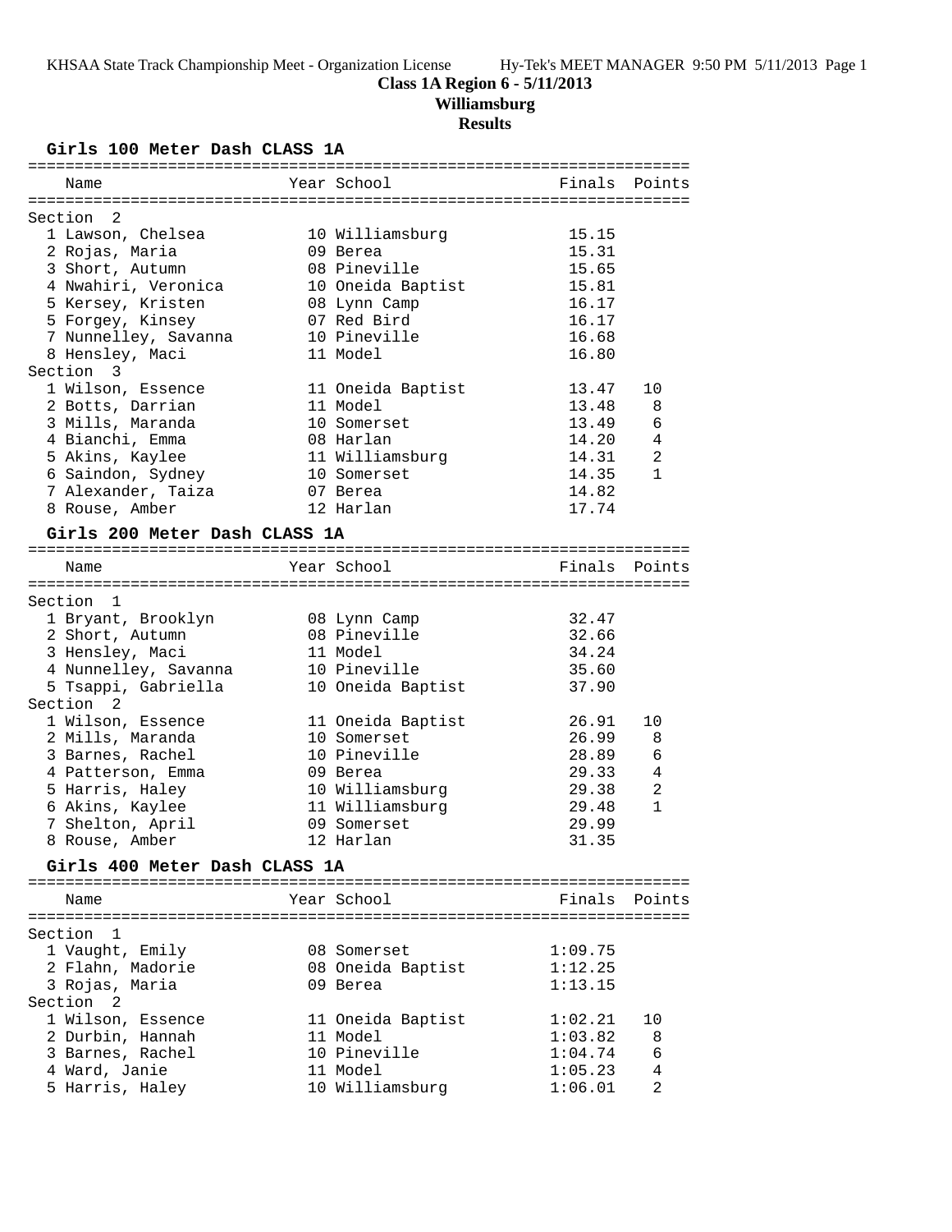# Class 1A Region 6 - 5/11/2013

## Williamsburg

### Results

#### Girls 100 Meter Dash CLASS 1A

| Name | Year | School | Finals | Points |
|---|---|---|---|---|
| **Section 2** | | | | |
| 1 Lawson, Chelsea | 10 | Williamsburg | 15.15 | |
| 2 Rojas, Maria | 09 | Berea | 15.31 | |
| 3 Short, Autumn | 08 | Pineville | 15.65 | |
| 4 Nwahiri, Veronica | 10 | Oneida Baptist | 15.81 | |
| 5 Kersey, Kristen | 08 | Lynn Camp | 16.17 | |
| 5 Forgey, Kinsey | 07 | Red Bird | 16.17 | |
| 7 Nunnelley, Savanna | 10 | Pineville | 16.68 | |
| 8 Hensley, Maci | 11 | Model | 16.80 | |
| **Section 3** | | | | |
| 1 Wilson, Essence | 11 | Oneida Baptist | 13.47 | 10 |
| 2 Botts, Darrian | 11 | Model | 13.48 | 8 |
| 3 Mills, Maranda | 10 | Somerset | 13.49 | 6 |
| 4 Bianchi, Emma | 08 | Harlan | 14.20 | 4 |
| 5 Akins, Kaylee | 11 | Williamsburg | 14.31 | 2 |
| 6 Saindon, Sydney | 10 | Somerset | 14.35 | 1 |
| 7 Alexander, Taiza | 07 | Berea | 14.82 | |
| 8 Rouse, Amber | 12 | Harlan | 17.74 | |

#### Girls 200 Meter Dash CLASS 1A

| Name | Year | School | Finals | Points |
|---|---|---|---|---|
| **Section 1** | | | | |
| 1 Bryant, Brooklyn | 08 | Lynn Camp | 32.47 | |
| 2 Short, Autumn | 08 | Pineville | 32.66 | |
| 3 Hensley, Maci | 11 | Model | 34.24 | |
| 4 Nunnelley, Savanna | 10 | Pineville | 35.60 | |
| 5 Tsappi, Gabriella | 10 | Oneida Baptist | 37.90 | |
| **Section 2** | | | | |
| 1 Wilson, Essence | 11 | Oneida Baptist | 26.91 | 10 |
| 2 Mills, Maranda | 10 | Somerset | 26.99 | 8 |
| 3 Barnes, Rachel | 10 | Pineville | 28.89 | 6 |
| 4 Patterson, Emma | 09 | Berea | 29.33 | 4 |
| 5 Harris, Haley | 10 | Williamsburg | 29.38 | 2 |
| 6 Akins, Kaylee | 11 | Williamsburg | 29.48 | 1 |
| 7 Shelton, April | 09 | Somerset | 29.99 | |
| 8 Rouse, Amber | 12 | Harlan | 31.35 | |

#### Girls 400 Meter Dash CLASS 1A

| Name | Year | School | Finals | Points |
|---|---|---|---|---|
| **Section 1** | | | | |
| 1 Vaught, Emily | 08 | Somerset | 1:09.75 | |
| 2 Flahn, Madorie | 08 | Oneida Baptist | 1:12.25 | |
| 3 Rojas, Maria | 09 | Berea | 1:13.15 | |
| **Section 2** | | | | |
| 1 Wilson, Essence | 11 | Oneida Baptist | 1:02.21 | 10 |
| 2 Durbin, Hannah | 11 | Model | 1:03.82 | 8 |
| 3 Barnes, Rachel | 10 | Pineville | 1:04.74 | 6 |
| 4 Ward, Janie | 11 | Model | 1:05.23 | 4 |
| 5 Harris, Haley | 10 | Williamsburg | 1:06.01 | 2 |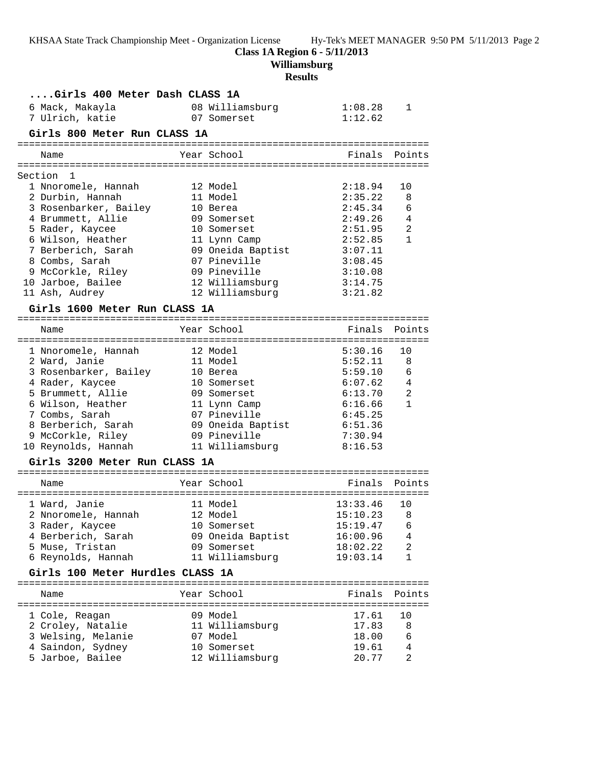**Class 1A Region 6 - 5/11/2013**

**Williamsburg**

**Results**

### ....Girls 400 Meter Dash CLASS 1A

| Place | Name | Year | School | Finals | Points |
|---|---|---|---|---|---|
| 6 | Mack, Makayla | 08 | Williamsburg | 1:08.28 | 1 |
| 7 | Ulrich, katie | 07 | Somerset | 1:12.62 | |

### Girls 800 Meter Run CLASS 1A

Section 1

| Place | Name | Year | School | Finals | Points |
|---|---|---|---|---|---|
| 1 | Nnoromele, Hannah | 12 | Model | 2:18.94 | 10 |
| 2 | Durbin, Hannah | 11 | Model | 2:35.22 | 8 |
| 3 | Rosenbarker, Bailey | 10 | Berea | 2:45.34 | 6 |
| 4 | Brummett, Allie | 09 | Somerset | 2:49.26 | 4 |
| 5 | Rader, Kaycee | 10 | Somerset | 2:51.95 | 2 |
| 6 | Wilson, Heather | 11 | Lynn Camp | 2:52.85 | 1 |
| 7 | Berberich, Sarah | 09 | Oneida Baptist | 3:07.11 | |
| 8 | Combs, Sarah | 07 | Pineville | 3:08.45 | |
| 9 | McCorkle, Riley | 09 | Pineville | 3:10.08 | |
| 10 | Jarboe, Bailee | 12 | Williamsburg | 3:14.75 | |
| 11 | Ash, Audrey | 12 | Williamsburg | 3:21.82 | |

### Girls 1600 Meter Run CLASS 1A

| Place | Name | Year | School | Finals | Points |
|---|---|---|---|---|---|
| 1 | Nnoromele, Hannah | 12 | Model | 5:30.16 | 10 |
| 2 | Ward, Janie | 11 | Model | 5:52.11 | 8 |
| 3 | Rosenbarker, Bailey | 10 | Berea | 5:59.10 | 6 |
| 4 | Rader, Kaycee | 10 | Somerset | 6:07.62 | 4 |
| 5 | Brummett, Allie | 09 | Somerset | 6:13.70 | 2 |
| 6 | Wilson, Heather | 11 | Lynn Camp | 6:16.66 | 1 |
| 7 | Combs, Sarah | 07 | Pineville | 6:45.25 | |
| 8 | Berberich, Sarah | 09 | Oneida Baptist | 6:51.36 | |
| 9 | McCorkle, Riley | 09 | Pineville | 7:30.94 | |
| 10 | Reynolds, Hannah | 11 | Williamsburg | 8:16.53 | |

### Girls 3200 Meter Run CLASS 1A

| Place | Name | Year | School | Finals | Points |
|---|---|---|---|---|---|
| 1 | Ward, Janie | 11 | Model | 13:33.46 | 10 |
| 2 | Nnoromele, Hannah | 12 | Model | 15:10.23 | 8 |
| 3 | Rader, Kaycee | 10 | Somerset | 15:19.47 | 6 |
| 4 | Berberich, Sarah | 09 | Oneida Baptist | 16:00.96 | 4 |
| 5 | Muse, Tristan | 09 | Somerset | 18:02.22 | 2 |
| 6 | Reynolds, Hannah | 11 | Williamsburg | 19:03.14 | 1 |

### Girls 100 Meter Hurdles CLASS 1A

| Place | Name | Year | School | Finals | Points |
|---|---|---|---|---|---|
| 1 | Cole, Reagan | 09 | Model | 17.61 | 10 |
| 2 | Croley, Natalie | 11 | Williamsburg | 17.83 | 8 |
| 3 | Welsing, Melanie | 07 | Model | 18.00 | 6 |
| 4 | Saindon, Sydney | 10 | Somerset | 19.61 | 4 |
| 5 | Jarboe, Bailee | 12 | Williamsburg | 20.77 | 2 |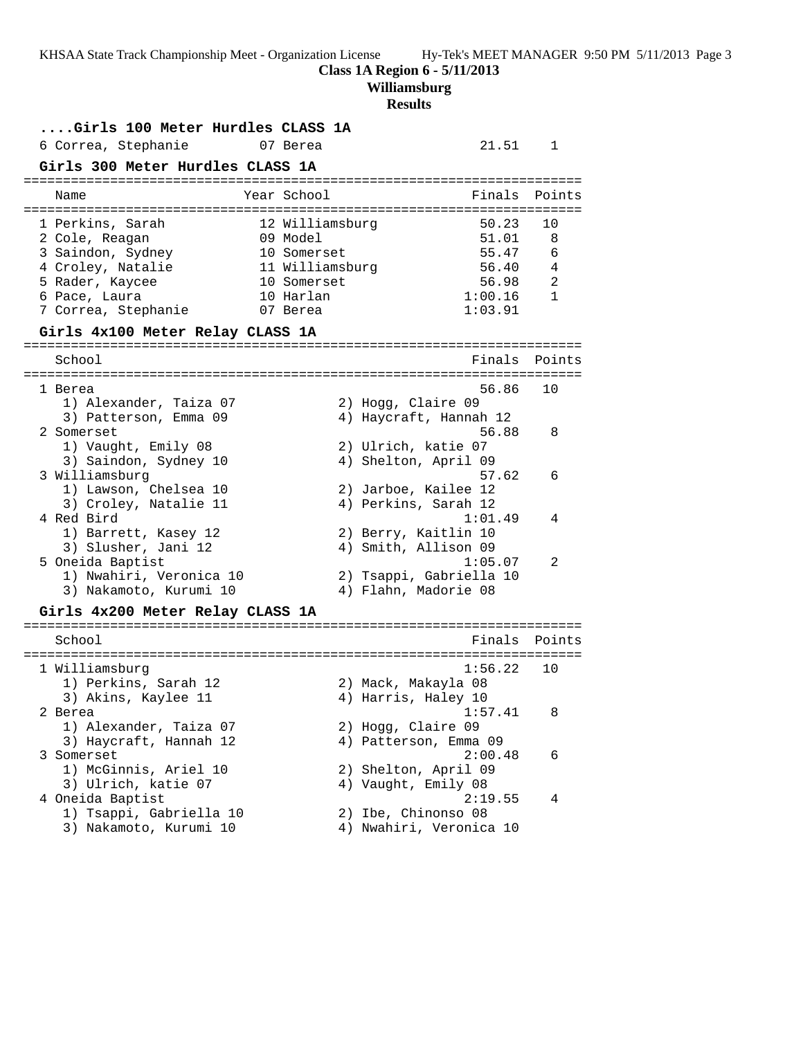**Class 1A Region 6 - 5/11/2013**
**Williamsburg**
**Results**

### ....Girls 100 Meter Hurdles CLASS 1A

| Place | Name | Year | School | Finals | Points |
|---|---|---|---|---|---|
| 6 | Correa, Stephanie | 07 | Berea | 21.51 | 1 |

### Girls 300 Meter Hurdles CLASS 1A

| Place | Name | Year | School | Finals | Points |
|---|---|---|---|---|---|
| 1 | Perkins, Sarah | 12 | Williamsburg | 50.23 | 10 |
| 2 | Cole, Reagan | 09 | Model | 51.01 | 8 |
| 3 | Saindon, Sydney | 10 | Somerset | 55.47 | 6 |
| 4 | Croley, Natalie | 11 | Williamsburg | 56.40 | 4 |
| 5 | Rader, Kaycee | 10 | Somerset | 56.98 | 2 |
| 6 | Pace, Laura | 10 | Harlan | 1:00.16 | 1 |
| 7 | Correa, Stephanie | 07 | Berea | 1:03.91 | |

### Girls 4x100 Meter Relay CLASS 1A

| Place | School | Runners | Finals | Points |
|---|---|---|---|---|
| 1 | Berea | 1) Alexander, Taiza 07; 2) Hogg, Claire 09; 3) Patterson, Emma 09; 4) Haycraft, Hannah 12 | 56.86 | 10 |
| 2 | Somerset | 1) Vaught, Emily 08; 2) Ulrich, katie 07; 3) Saindon, Sydney 10; 4) Shelton, April 09 | 56.88 | 8 |
| 3 | Williamsburg | 1) Lawson, Chelsea 10; 2) Jarboe, Kailee 12; 3) Croley, Natalie 11; 4) Perkins, Sarah 12 | 57.62 | 6 |
| 4 | Red Bird | 1) Barrett, Kasey 12; 2) Berry, Kaitlin 10; 3) Slusher, Jani 12; 4) Smith, Allison 09 | 1:01.49 | 4 |
| 5 | Oneida Baptist | 1) Nwahiri, Veronica 10; 2) Tsappi, Gabriella 10; 3) Nakamoto, Kurumi 10; 4) Flahn, Madorie 08 | 1:05.07 | 2 |

### Girls 4x200 Meter Relay CLASS 1A

| Place | School | Runners | Finals | Points |
|---|---|---|---|---|
| 1 | Williamsburg | 1) Perkins, Sarah 12; 2) Mack, Makayla 08; 3) Akins, Kaylee 11; 4) Harris, Haley 10 | 1:56.22 | 10 |
| 2 | Berea | 1) Alexander, Taiza 07; 2) Hogg, Claire 09; 3) Haycraft, Hannah 12; 4) Patterson, Emma 09 | 1:57.41 | 8 |
| 3 | Somerset | 1) McGinnis, Ariel 10; 2) Shelton, April 09; 3) Ulrich, katie 07; 4) Vaught, Emily 08 | 2:00.48 | 6 |
| 4 | Oneida Baptist | 1) Tsappi, Gabriella 10; 2) Ibe, Chinonso 08; 3) Nakamoto, Kurumi 10; 4) Nwahiri, Veronica 10 | 2:19.55 | 4 |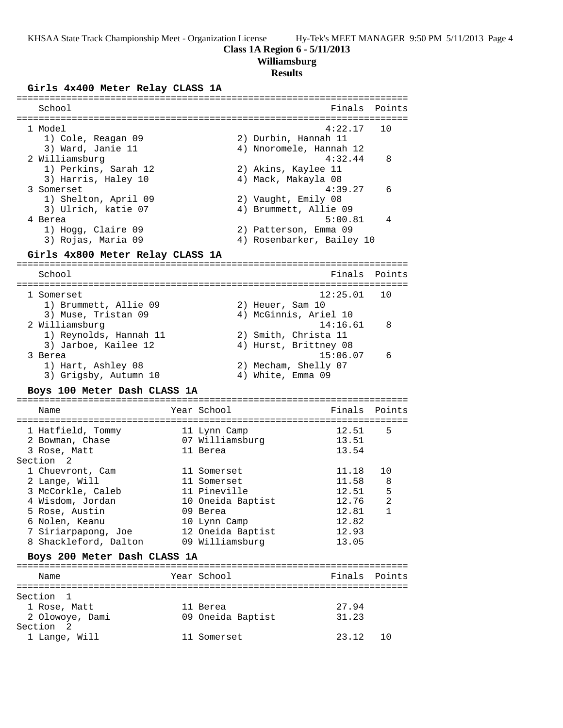**Class 1A Region 6 - 5/11/2013**

**Williamsburg**

**Results**

### Girls 4x400 Meter Relay CLASS 1A

| Place | School | Finals | Points |
|---|---|---|---|
| 1 | Model | 4:22.17 | 10 |
| | 1) Cole, Reagan 09; 2) Durbin, Hannah 11; 3) Ward, Janie 11; 4) Nnoromele, Hannah 12 | | |
| 2 | Williamsburg | 4:32.44 | 8 |
| | 1) Perkins, Sarah 12; 2) Akins, Kaylee 11; 3) Harris, Haley 10; 4) Mack, Makayla 08 | | |
| 3 | Somerset | 4:39.27 | 6 |
| | 1) Shelton, April 09; 2) Vaught, Emily 08; 3) Ulrich, katie 07; 4) Brummett, Allie 09 | | |
| 4 | Berea | 5:00.81 | 4 |
| | 1) Hogg, Claire 09; 2) Patterson, Emma 09; 3) Rojas, Maria 09; 4) Rosenbarker, Bailey 10 | | |

### Girls 4x800 Meter Relay CLASS 1A

| Place | School | Finals | Points |
|---|---|---|---|
| 1 | Somerset | 12:25.01 | 10 |
| | 1) Brummett, Allie 09; 2) Heuer, Sam 10; 3) Muse, Tristan 09; 4) McGinnis, Ariel 10 | | |
| 2 | Williamsburg | 14:16.61 | 8 |
| | 1) Reynolds, Hannah 11; 2) Smith, Christa 11; 3) Jarboe, Kailee 12; 4) Hurst, Brittney 08 | | |
| 3 | Berea | 15:06.07 | 6 |
| | 1) Hart, Ashley 08; 2) Mecham, Shelly 07; 3) Grigsby, Autumn 10; 4) White, Emma 09 | | |

### Boys 100 Meter Dash CLASS 1A

| Place | Name | Year | School | Finals | Points |
|---|---|---|---|---|---|
| 1 | Hatfield, Tommy | 11 | Lynn Camp | 12.51 | 5 |
| 2 | Bowman, Chase | 07 | Williamsburg | 13.51 | |
| 3 | Rose, Matt | 11 | Berea | 13.54 | |
| **Section 2** | | | | | |
| 1 | Chuevront, Cam | 11 | Somerset | 11.18 | 10 |
| 2 | Lange, Will | 11 | Somerset | 11.58 | 8 |
| 3 | McCorkle, Caleb | 11 | Pineville | 12.51 | 5 |
| 4 | Wisdom, Jordan | 10 | Oneida Baptist | 12.76 | 2 |
| 5 | Rose, Austin | 09 | Berea | 12.81 | 1 |
| 6 | Nolen, Keanu | 10 | Lynn Camp | 12.82 | |
| 7 | Siriarpapong, Joe | 12 | Oneida Baptist | 12.93 | |
| 8 | Shackleford, Dalton | 09 | Williamsburg | 13.05 | |

### Boys 200 Meter Dash CLASS 1A

| Place | Name | Year | School | Finals | Points |
|---|---|---|---|---|---|
| **Section 1** | | | | | |
| 1 | Rose, Matt | 11 | Berea | 27.94 | |
| 2 | Olowoye, Dami | 09 | Oneida Baptist | 31.23 | |
| **Section 2** | | | | | |
| 1 | Lange, Will | 11 | Somerset | 23.12 | 10 |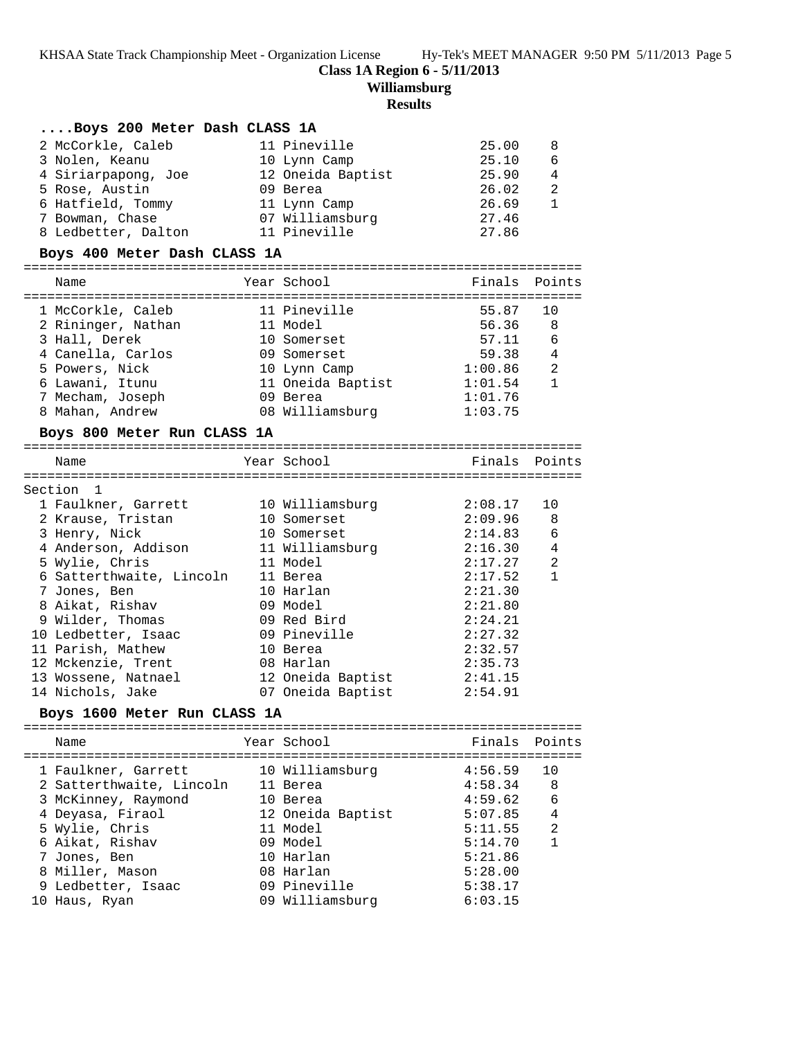## Class 1A Region 6 - 5/11/2013
## Williamsburg
## Results

### ....Boys 200 Meter Dash CLASS 1A

| Name | Year | School | Finals | Points |
|---|---|---|---|---|
| 2 McCorkle, Caleb | 11 | Pineville | 25.00 | 8 |
| 3 Nolen, Keanu | 10 | Lynn Camp | 25.10 | 6 |
| 4 Siriarpapong, Joe | 12 | Oneida Baptist | 25.90 | 4 |
| 5 Rose, Austin | 09 | Berea | 26.02 | 2 |
| 6 Hatfield, Tommy | 11 | Lynn Camp | 26.69 | 1 |
| 7 Bowman, Chase | 07 | Williamsburg | 27.46 | |
| 8 Ledbetter, Dalton | 11 | Pineville | 27.86 | |

### Boys 400 Meter Dash CLASS 1A

| Name | Year | School | Finals | Points |
|---|---|---|---|---|
| 1 McCorkle, Caleb | 11 | Pineville | 55.87 | 10 |
| 2 Rininger, Nathan | 11 | Model | 56.36 | 8 |
| 3 Hall, Derek | 10 | Somerset | 57.11 | 6 |
| 4 Canella, Carlos | 09 | Somerset | 59.38 | 4 |
| 5 Powers, Nick | 10 | Lynn Camp | 1:00.86 | 2 |
| 6 Lawani, Itunu | 11 | Oneida Baptist | 1:01.54 | 1 |
| 7 Mecham, Joseph | 09 | Berea | 1:01.76 | |
| 8 Mahan, Andrew | 08 | Williamsburg | 1:03.75 | |

### Boys 800 Meter Run CLASS 1A

| Name | Year | School | Finals | Points |
|---|---|---|---|---|
| Section 1 | | | | |
| 1 Faulkner, Garrett | 10 | Williamsburg | 2:08.17 | 10 |
| 2 Krause, Tristan | 10 | Somerset | 2:09.96 | 8 |
| 3 Henry, Nick | 10 | Somerset | 2:14.83 | 6 |
| 4 Anderson, Addison | 11 | Williamsburg | 2:16.30 | 4 |
| 5 Wylie, Chris | 11 | Model | 2:17.27 | 2 |
| 6 Satterthwaite, Lincoln | 11 | Berea | 2:17.52 | 1 |
| 7 Jones, Ben | 10 | Harlan | 2:21.30 | |
| 8 Aikat, Rishav | 09 | Model | 2:21.80 | |
| 9 Wilder, Thomas | 09 | Red Bird | 2:24.21 | |
| 10 Ledbetter, Isaac | 09 | Pineville | 2:27.32 | |
| 11 Parish, Mathew | 10 | Berea | 2:32.57 | |
| 12 Mckenzie, Trent | 08 | Harlan | 2:35.73 | |
| 13 Wossene, Natnael | 12 | Oneida Baptist | 2:41.15 | |
| 14 Nichols, Jake | 07 | Oneida Baptist | 2:54.91 | |

### Boys 1600 Meter Run CLASS 1A

| Name | Year | School | Finals | Points |
|---|---|---|---|---|
| 1 Faulkner, Garrett | 10 | Williamsburg | 4:56.59 | 10 |
| 2 Satterthwaite, Lincoln | 11 | Berea | 4:58.34 | 8 |
| 3 McKinney, Raymond | 10 | Berea | 4:59.62 | 6 |
| 4 Deyasa, Firaol | 12 | Oneida Baptist | 5:07.85 | 4 |
| 5 Wylie, Chris | 11 | Model | 5:11.55 | 2 |
| 6 Aikat, Rishav | 09 | Model | 5:14.70 | 1 |
| 7 Jones, Ben | 10 | Harlan | 5:21.86 | |
| 8 Miller, Mason | 08 | Harlan | 5:28.00 | |
| 9 Ledbetter, Isaac | 09 | Pineville | 5:38.17 | |
| 10 Haus, Ryan | 09 | Williamsburg | 6:03.15 | |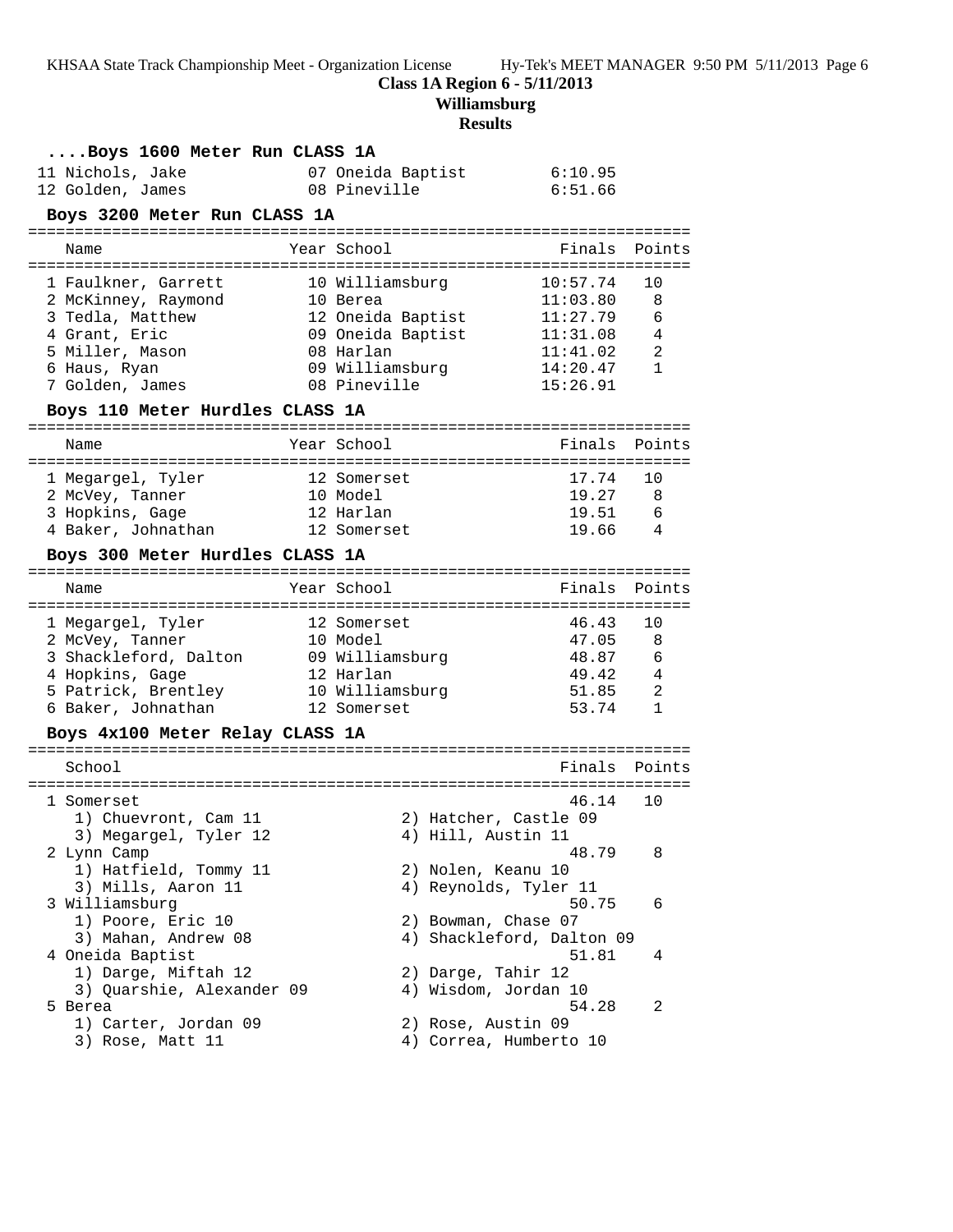**Class 1A Region 6 - 5/11/2013**
**Williamsburg**
**Results**

### ....Boys 1600 Meter Run CLASS 1A

| Place | Name | Year | School | Finals |
|---|---|---|---|---|
| 11 | Nichols, Jake | 07 | Oneida Baptist | 6:10.95 |
| 12 | Golden, James | 08 | Pineville | 6:51.66 |

### Boys 3200 Meter Run CLASS 1A

| Place | Name | Year | School | Finals | Points |
|---|---|---|---|---|---|
| 1 | Faulkner, Garrett | 10 | Williamsburg | 10:57.74 | 10 |
| 2 | McKinney, Raymond | 10 | Berea | 11:03.80 | 8 |
| 3 | Tedla, Matthew | 12 | Oneida Baptist | 11:27.79 | 6 |
| 4 | Grant, Eric | 09 | Oneida Baptist | 11:31.08 | 4 |
| 5 | Miller, Mason | 08 | Harlan | 11:41.02 | 2 |
| 6 | Haus, Ryan | 09 | Williamsburg | 14:20.47 | 1 |
| 7 | Golden, James | 08 | Pineville | 15:26.91 | |

### Boys 110 Meter Hurdles CLASS 1A

| Place | Name | Year | School | Finals | Points |
|---|---|---|---|---|---|
| 1 | Megargel, Tyler | 12 | Somerset | 17.74 | 10 |
| 2 | McVey, Tanner | 10 | Model | 19.27 | 8 |
| 3 | Hopkins, Gage | 12 | Harlan | 19.51 | 6 |
| 4 | Baker, Johnathan | 12 | Somerset | 19.66 | 4 |

### Boys 300 Meter Hurdles CLASS 1A

| Place | Name | Year | School | Finals | Points |
|---|---|---|---|---|---|
| 1 | Megargel, Tyler | 12 | Somerset | 46.43 | 10 |
| 2 | McVey, Tanner | 10 | Model | 47.05 | 8 |
| 3 | Shackleford, Dalton | 09 | Williamsburg | 48.87 | 6 |
| 4 | Hopkins, Gage | 12 | Harlan | 49.42 | 4 |
| 5 | Patrick, Brentley | 10 | Williamsburg | 51.85 | 2 |
| 6 | Baker, Johnathan | 12 | Somerset | 53.74 | 1 |

### Boys 4x100 Meter Relay CLASS 1A

| Place | School | Finals | Points |
|---|---|---|---|
| 1 | Somerset | 46.14 | 10 |
| | 1) Chuevront, Cam 11; 2) Hatcher, Castle 09; 3) Megargel, Tyler 12; 4) Hill, Austin 11 | | |
| 2 | Lynn Camp | 48.79 | 8 |
| | 1) Hatfield, Tommy 11; 2) Nolen, Keanu 10; 3) Mills, Aaron 11; 4) Reynolds, Tyler 11 | | |
| 3 | Williamsburg | 50.75 | 6 |
| | 1) Poore, Eric 10; 2) Bowman, Chase 07; 3) Mahan, Andrew 08; 4) Shackleford, Dalton 09 | | |
| 4 | Oneida Baptist | 51.81 | 4 |
| | 1) Darge, Miftah 12; 2) Darge, Tahir 12; 3) Quarshie, Alexander 09; 4) Wisdom, Jordan 10 | | |
| 5 | Berea | 54.28 | 2 |
| | 1) Carter, Jordan 09; 2) Rose, Austin 09; 3) Rose, Matt 11; 4) Correa, Humberto 10 | | |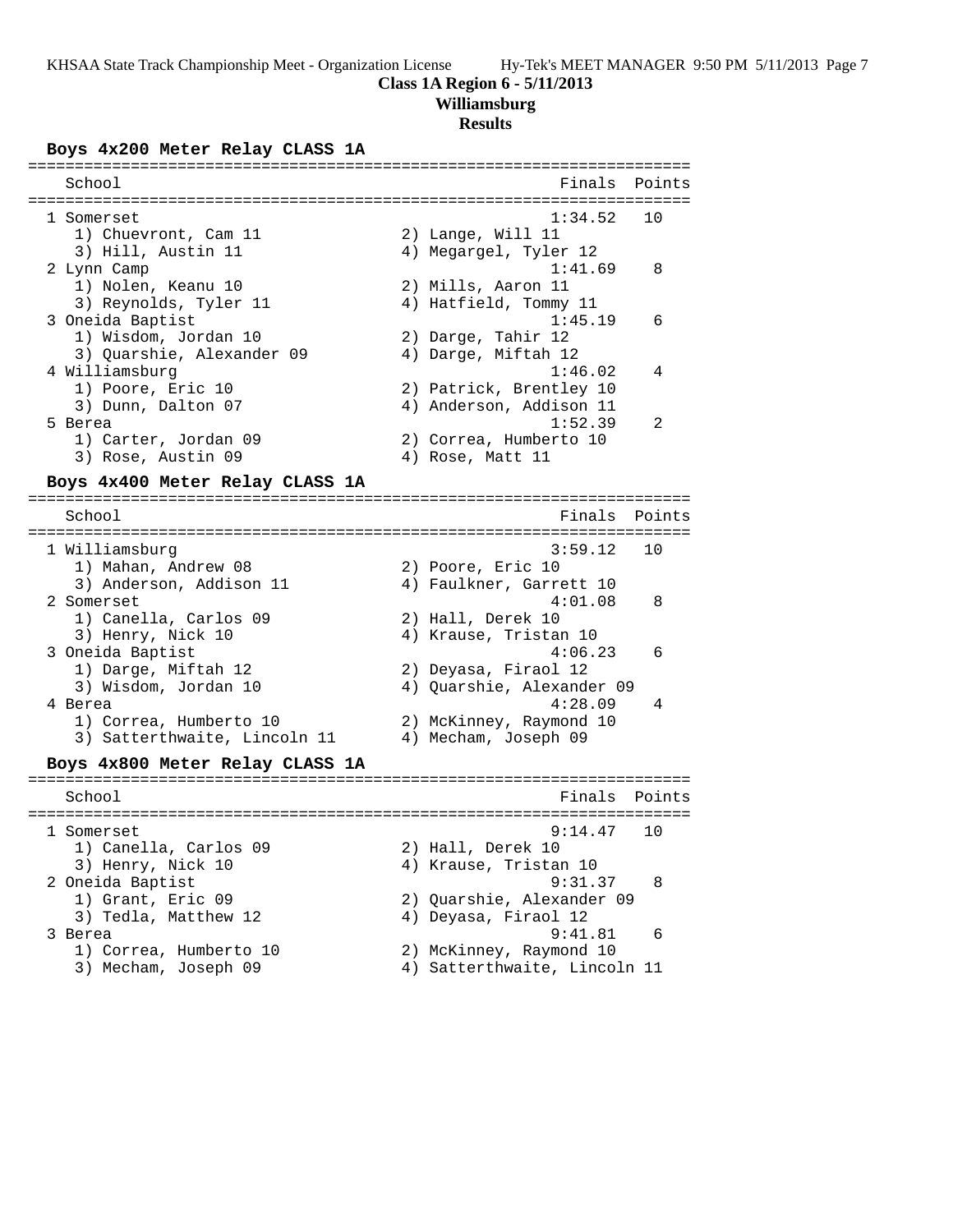KHSAA State Track Championship Meet - Organization License     Hy-Tek's MEET MANAGER 9:50 PM 5/11/2013

**Class 1A Region 6 - 5/11/2013**

**Williamsburg**

**Results**

### Boys 4x200 Meter Relay CLASS 1A

| School | Finals | Points |
|---|---|---|
| 1 Somerset | 1:34.52 | 10 |
| 1) Chuevront, Cam 11; 2) Lange, Will 11; 3) Hill, Austin 11; 4) Megargel, Tyler 12 | | |
| 2 Lynn Camp | 1:41.69 | 8 |
| 1) Nolen, Keanu 10; 2) Mills, Aaron 11; 3) Reynolds, Tyler 11; 4) Hatfield, Tommy 11 | | |
| 3 Oneida Baptist | 1:45.19 | 6 |
| 1) Wisdom, Jordan 10; 2) Darge, Tahir 12; 3) Quarshie, Alexander 09; 4) Darge, Miftah 12 | | |
| 4 Williamsburg | 1:46.02 | 4 |
| 1) Poore, Eric 10; 2) Patrick, Brentley 10; 3) Dunn, Dalton 07; 4) Anderson, Addison 11 | | |
| 5 Berea | 1:52.39 | 2 |
| 1) Carter, Jordan 09; 2) Correa, Humberto 10; 3) Rose, Austin 09; 4) Rose, Matt 11 | | |

### Boys 4x400 Meter Relay CLASS 1A

| School | Finals | Points |
|---|---|---|
| 1 Williamsburg | 3:59.12 | 10 |
| 1) Mahan, Andrew 08; 2) Poore, Eric 10; 3) Anderson, Addison 11; 4) Faulkner, Garrett 10 | | |
| 2 Somerset | 4:01.08 | 8 |
| 1) Canella, Carlos 09; 2) Hall, Derek 10; 3) Henry, Nick 10; 4) Krause, Tristan 10 | | |
| 3 Oneida Baptist | 4:06.23 | 6 |
| 1) Darge, Miftah 12; 2) Deyasa, Firaol 12; 3) Wisdom, Jordan 10; 4) Quarshie, Alexander 09 | | |
| 4 Berea | 4:28.09 | 4 |
| 1) Correa, Humberto 10; 2) McKinney, Raymond 10; 3) Satterthwaite, Lincoln 11; 4) Mecham, Joseph 09 | | |

### Boys 4x800 Meter Relay CLASS 1A

| School | Finals | Points |
|---|---|---|
| 1 Somerset | 9:14.47 | 10 |
| 1) Canella, Carlos 09; 2) Hall, Derek 10; 3) Henry, Nick 10; 4) Krause, Tristan 10 | | |
| 2 Oneida Baptist | 9:31.37 | 8 |
| 1) Grant, Eric 09; 2) Quarshie, Alexander 09; 3) Tedla, Matthew 12; 4) Deyasa, Firaol 12 | | |
| 3 Berea | 9:41.81 | 6 |
| 1) Correa, Humberto 10; 2) McKinney, Raymond 10; 3) Mecham, Joseph 09; 4) Satterthwaite, Lincoln 11 | | |